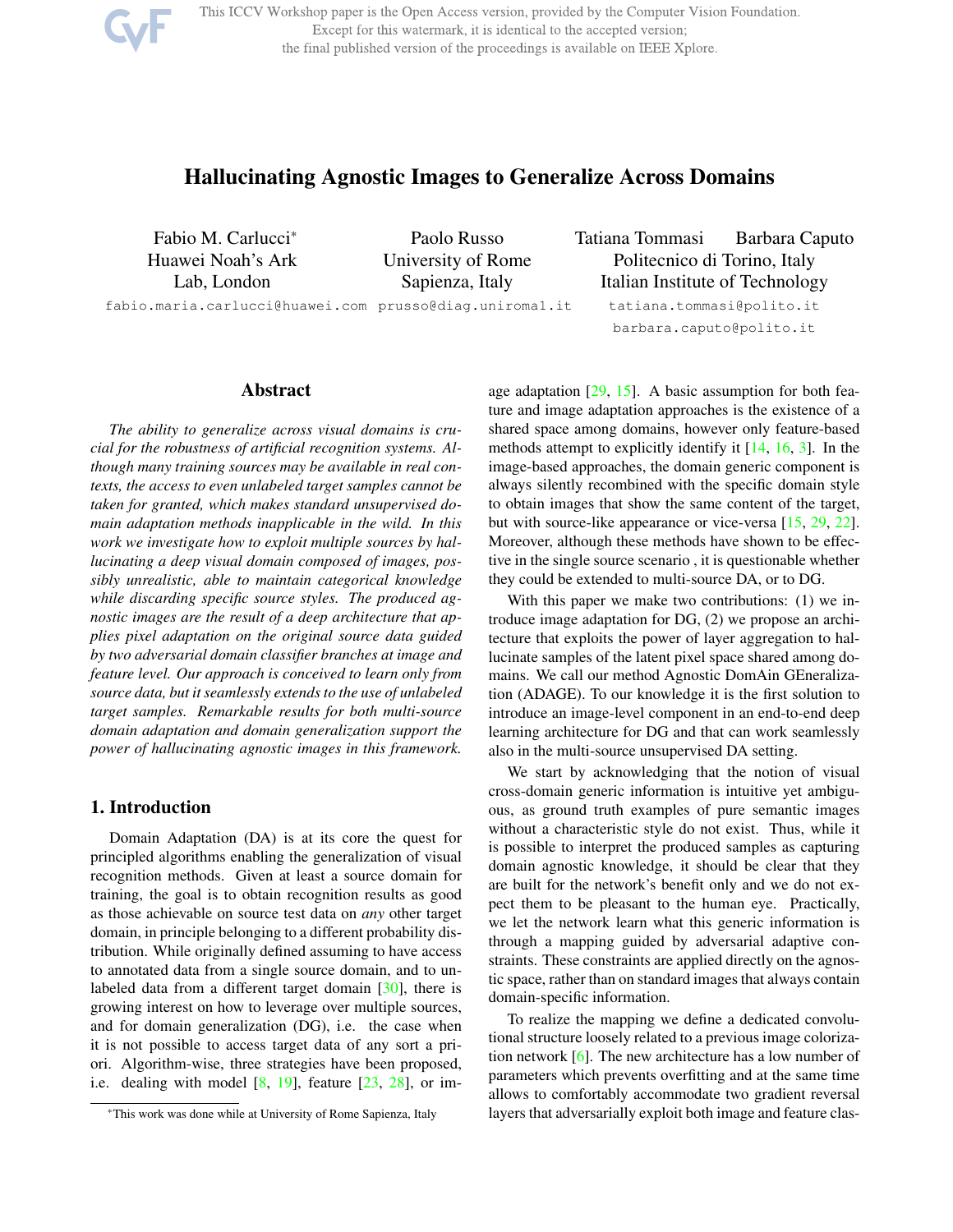# Hallucinating Agnostic Images to Generalize Across Domains

Fabio M. Carlucci[*]
Huawei Noah's Ark Lab, London
fabio.maria.carlucci@huawei.com

Paolo Russo
University of Rome Sapienza, Italy
prusso@diag.uniroma1.it

Tatiana Tommasi  Barbara Caputo
Politecnico di Torino, Italy
Italian Institute of Technology
tatiana.tommasi@polito.it
barbara.caputo@polito.it

## Abstract

*The ability to generalize across visual domains is crucial for the robustness of artificial recognition systems. Although many training sources may be available in real contexts, the access to even unlabeled target samples cannot be taken for granted, which makes standard unsupervised domain adaptation methods inapplicable in the wild. In this work we investigate how to exploit multiple sources by hallucinating a deep visual domain composed of images, possibly unrealistic, able to maintain categorical knowledge while discarding specific source styles. The produced agnostic images are the result of a deep architecture that applies pixel adaptation on the original source data guided by two adversarial domain classifier branches at image and feature level. Our approach is conceived to learn only from source data, but it seamlessly extends to the use of unlabeled target samples. Remarkable results for both multi-source domain adaptation and domain generalization support the power of hallucinating agnostic images in this framework.*

## 1. Introduction

Domain Adaptation (DA) is at its core the quest for principled algorithms enabling the generalization of visual recognition methods. Given at least a source domain for training, the goal is to obtain recognition results as good as those achievable on source test data on *any* other target domain, in principle belonging to a different probability distribution. While originally defined assuming to have access to annotated data from a single source domain, and to unlabeled data from a different target domain [30], there is growing interest on how to leverage over multiple sources, and for domain generalization (DG), i.e. the case when it is not possible to access target data of any sort a priori. Algorithm-wise, three strategies have been proposed, i.e. dealing with model [8, 19], feature [23, 28], or image adaptation [29, 15]. A basic assumption for both feature and image adaptation approaches is the existence of a shared space among domains, however only feature-based methods attempt to explicitly identify it [14, 16, 3]. In the image-based approaches, the domain generic component is always silently recombined with the specific domain style to obtain images that show the same content of the target, but with source-like appearance or vice-versa [15, 29, 22]. Moreover, although these methods have shown to be effective in the single source scenario , it is questionable whether they could be extended to multi-source DA, or to DG.

With this paper we make two contributions: (1) we introduce image adaptation for DG, (2) we propose an architecture that exploits the power of layer aggregation to hallucinate samples of the latent pixel space shared among domains. We call our method Agnostic DomAin GEneralization (ADAGE). To our knowledge it is the first solution to introduce an image-level component in an end-to-end deep learning architecture for DG and that can work seamlessly also in the multi-source unsupervised DA setting.

We start by acknowledging that the notion of visual cross-domain generic information is intuitive yet ambiguous, as ground truth examples of pure semantic images without a characteristic style do not exist. Thus, while it is possible to interpret the produced samples as capturing domain agnostic knowledge, it should be clear that they are built for the network's benefit only and we do not expect them to be pleasant to the human eye. Practically, we let the network learn what this generic information is through a mapping guided by adversarial adaptive constraints. These constraints are applied directly on the agnostic space, rather than on standard images that always contain domain-specific information.

To realize the mapping we define a dedicated convolutional structure loosely related to a previous image colorization network [6]. The new architecture has a low number of parameters which prevents overfitting and at the same time allows to comfortably accommodate two gradient reversal layers that adversarially exploit both image and feature clas-

[*]This work was done while at University of Rome Sapienza, Italy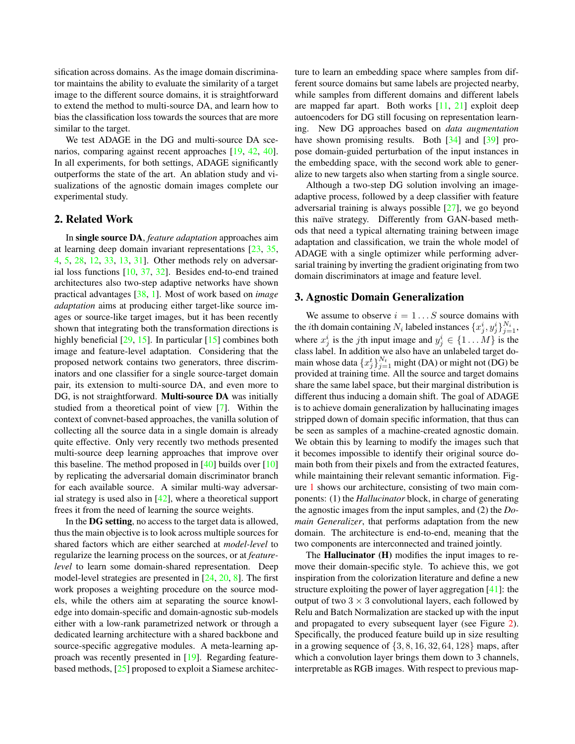sification across domains. As the image domain discriminator maintains the ability to evaluate the similarity of a target image to the different source domains, it is straightforward to extend the method to multi-source DA, and learn how to bias the classification loss towards the sources that are more similar to the target.

We test ADAGE in the DG and multi-source DA scenarios, comparing against recent approaches [19, 42, 40]. In all experiments, for both settings, ADAGE significantly outperforms the state of the art. An ablation study and visualizations of the agnostic domain images complete our experimental study.

## 2. Related Work

In **single source DA**, *feature adaptation* approaches aim at learning deep domain invariant representations [23, 35, 4, 5, 28, 12, 33, 13, 31]. Other methods rely on adversarial loss functions [10, 37, 32]. Besides end-to-end trained architectures also two-step adaptive networks have shown practical advantages [38, 1]. Most of work based on *image adaptation* aims at producing either target-like source images or source-like target images, but it has been recently shown that integrating both the transformation directions is highly beneficial [29, 15]. In particular [15] combines both image and feature-level adaptation. Considering that the proposed network contains two generators, three discriminators and one classifier for a single source-target domain pair, its extension to multi-source DA, and even more to DG, is not straightforward. **Multi-source DA** was initially studied from a theoretical point of view [7]. Within the context of convnet-based approaches, the vanilla solution of collecting all the source data in a single domain is already quite effective. Only very recently two methods presented multi-source deep learning approaches that improve over this baseline. The method proposed in [40] builds over [10] by replicating the adversarial domain discriminator branch for each available source. A similar multi-way adversarial strategy is used also in [42], where a theoretical support frees it from the need of learning the source weights.

In the **DG setting**, no access to the target data is allowed, thus the main objective is to look across multiple sources for shared factors which are either searched at *model-level* to regularize the learning process on the sources, or at *feature-level* to learn some domain-shared representation. Deep model-level strategies are presented in [24, 20, 8]. The first work proposes a weighting procedure on the source models, while the others aim at separating the source knowledge into domain-specific and domain-agnostic sub-models either with a low-rank parametrized network or through a dedicated learning architecture with a shared backbone and source-specific aggregative modules. A meta-learning approach was recently presented in [19]. Regarding feature-based methods, [25] proposed to exploit a Siamese architecture to learn an embedding space where samples from different source domains but same labels are projected nearby, while samples from different domains and different labels are mapped far apart. Both works [11, 21] exploit deep autoencoders for DG still focusing on representation learning. New DG approaches based on *data augmentation* have shown promising results. Both [34] and [39] propose domain-guided perturbation of the input instances in the embedding space, with the second work able to generalize to new targets also when starting from a single source.

Although a two-step DG solution involving an image-adaptive process, followed by a deep classifier with feature adversarial training is always possible [27], we go beyond this naïve strategy. Differently from GAN-based methods that need a typical alternating training between image adaptation and classification, we train the whole model of ADAGE with a single optimizer while performing adversarial training by inverting the gradient originating from two domain discriminators at image and feature level.

## 3. Agnostic Domain Generalization

We assume to observe $i = 1 \dots S$ source domains with the $i$th domain containing $N_i$ labeled instances $\{x^i_j, y^i_j\}_{j=1}^{N_i}$, where $x^i_j$ is the $j$th input image and $y^i_j \in \{1 \dots M\}$ is the class label. In addition we also have an unlabeled target domain whose data $\{x^t_j\}_{j=1}^{N_t}$ might (DA) or might not (DG) be provided at training time. All the source and target domains share the same label space, but their marginal distribution is different thus inducing a domain shift. The goal of ADAGE is to achieve domain generalization by hallucinating images stripped down of domain specific information, that thus can be seen as samples of a machine-created agnostic domain. We obtain this by learning to modify the images such that it becomes impossible to identify their original source domain both from their pixels and from the extracted features, while maintaining their relevant semantic information. Figure 1 shows our architecture, consisting of two main components: (1) the *Hallucinator* block, in charge of generating the agnostic images from the input samples, and (2) the *Domain Generalizer*, that performs adaptation from the new domain. The architecture is end-to-end, meaning that the two components are interconnected and trained jointly.

The **Hallucinator (H)** modifies the input images to remove their domain-specific style. To achieve this, we got inspiration from the colorization literature and define a new structure exploiting the power of layer aggregation [41]: the output of two $3 \times 3$ convolutional layers, each followed by Relu and Batch Normalization are stacked up with the input and propagated to every subsequent layer (see Figure 2). Specifically, the produced feature build up in size resulting in a growing sequence of $\{3, 8, 16, 32, 64, 128\}$ maps, after which a convolution layer brings them down to 3 channels, interpretable as RGB images. With respect to previous map-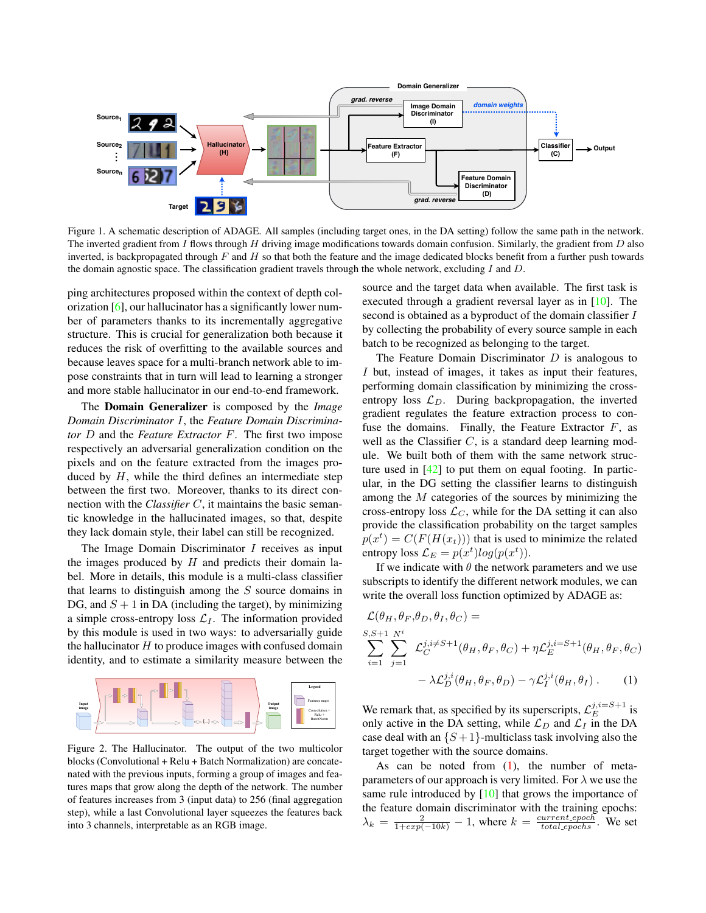Figure 1. A schematic description of ADAGE. All samples (including target ones, in the DA setting) follow the same path in the network. The inverted gradient from $I$ flows through $H$ driving image modifications towards domain confusion. Similarly, the gradient from $D$ also inverted, is backpropagated through $F$ and $H$ so that both the feature and the image dedicated blocks benefit from a further push towards the domain agnostic space. The classification gradient travels through the whole network, excluding $I$ and $D$.

ping architectures proposed within the context of depth colorization [6], our hallucinator has a significantly lower number of parameters thanks to its incrementally aggregative structure. This is crucial for generalization both because it reduces the risk of overfitting to the available sources and because leaves space for a multi-branch network able to impose constraints that in turn will lead to learning a stronger and more stable hallucinator in our end-to-end framework.

The **Domain Generalizer** is composed by the *Image Domain Discriminator* $I$, the *Feature Domain Discriminator* $D$ and the *Feature Extractor* $F$. The first two impose respectively an adversarial generalization condition on the pixels and on the feature extracted from the images produced by $H$, while the third defines an intermediate step between the first two. Moreover, thanks to its direct connection with the *Classifier* $C$, it maintains the basic semantic knowledge in the hallucinated images, so that, despite they lack domain style, their label can still be recognized.

The Image Domain Discriminator $I$ receives as input the images produced by $H$ and predicts their domain label. More in details, this module is a multi-class classifier that learns to distinguish among the $S$ source domains in DG, and $S+1$ in DA (including the target), by minimizing a simple cross-entropy loss $\mathcal{L}_I$. The information provided by this module is used in two ways: to adversarially guide the hallucinator $H$ to produce images with confused domain identity, and to estimate a similarity measure between the

Figure 2. The Hallucinator. The output of the two multicolor blocks (Convolutional + Relu + Batch Normalization) are concatenated with the previous inputs, forming a group of images and features maps that grow along the depth of the network. The number of features increases from 3 (input data) to 256 (final aggregation step), while a last Convolutional layer squeezes the features back into 3 channels, interpretable as an RGB image.

source and the target data when available. The first task is executed through a gradient reversal layer as in [10]. The second is obtained as a byproduct of the domain classifier $I$ by collecting the probability of every source sample in each batch to be recognized as belonging to the target.

The Feature Domain Discriminator $D$ is analogous to $I$ but, instead of images, it takes as input their features, performing domain classification by minimizing the cross-entropy loss $\mathcal{L}_D$. During backpropagation, the inverted gradient regulates the feature extraction process to confuse the domains. Finally, the Feature Extractor $F$, as well as the Classifier $C$, is a standard deep learning module. We built both of them with the same network structure used in [42] to put them on equal footing. In particular, in the DG setting the classifier learns to distinguish among the $M$ categories of the sources by minimizing the cross-entropy loss $\mathcal{L}_C$, while for the DA setting it can also provide the classification probability on the target samples $p(x^t) = C(F(H(x_t)))$ that is used to minimize the related entropy loss $\mathcal{L}_E = p(x^t)log(p(x^t))$.

If we indicate with $\theta$ the network parameters and we use subscripts to identify the different network modules, we can write the overall loss function optimized by ADAGE as:

$$
\begin{aligned}
\mathcal{L}(\theta_H, \theta_F, \theta_D, \theta_I, \theta_C) = \\
\sum_{i=1}^{S,S+1} \sum_{j=1}^{N^i} \mathcal{L}_C^{j,i\neq S+1}(\theta_H, \theta_F, \theta_C) + \eta \mathcal{L}_E^{j,i=S+1}(\theta_H, \theta_F, \theta_C) \\
- \lambda \mathcal{L}_D^{j,i}(\theta_H, \theta_F, \theta_D) - \gamma \mathcal{L}_I^{j,i}(\theta_H, \theta_I) . \quad (1)
\end{aligned}
$$

We remark that, as specified by its superscripts, $\mathcal{L}_E^{j,i=S+1}$ is only active in the DA setting, while $\mathcal{L}_D$ and $\mathcal{L}_I$ in the DA case deal with an $\{S+1\}$-multiclass task involving also the target together with the source domains.

As can be noted from (1), the number of meta-parameters of our approach is very limited. For $\lambda$ we use the same rule introduced by [10] that grows the importance of the feature domain discriminator with the training epochs: $\lambda_k = \frac{2}{1+exp(-10k)} - 1$, where $k = \frac{current\_epoch}{total\_epochs}$. We set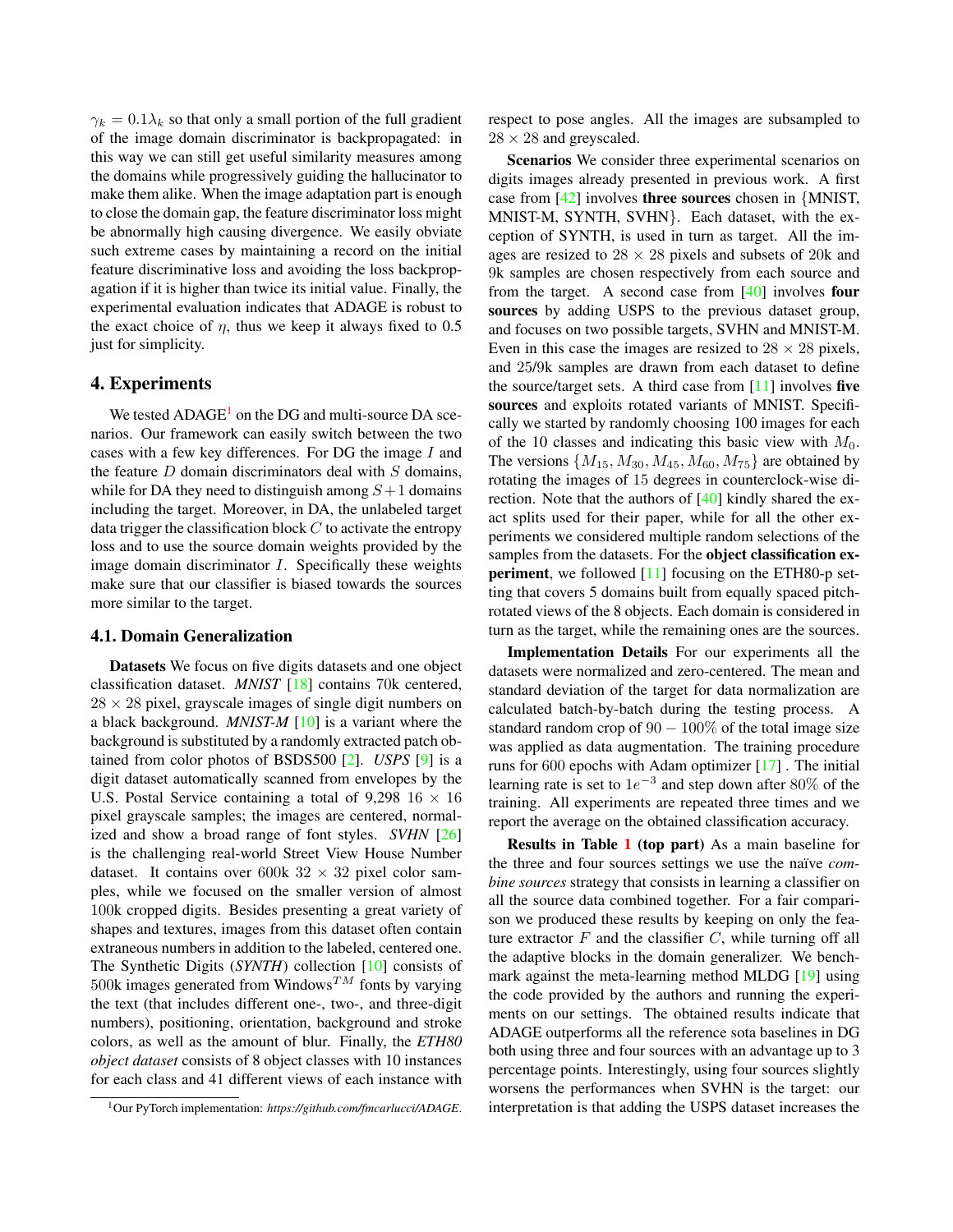$\gamma_k = 0.1\lambda_k$ so that only a small portion of the full gradient of the image domain discriminator is backpropagated: in this way we can still get useful similarity measures among the domains while progressively guiding the hallucinator to make them alike. When the image adaptation part is enough to close the domain gap, the feature discriminator loss might be abnormally high causing divergence. We easily obviate such extreme cases by maintaining a record on the initial feature discriminative loss and avoiding the loss backpropagation if it is higher than twice its initial value. Finally, the experimental evaluation indicates that ADAGE is robust to the exact choice of $\eta$, thus we keep it always fixed to 0.5 just for simplicity.

## 4. Experiments

We tested ADAGE[1] on the DG and multi-source DA scenarios. Our framework can easily switch between the two cases with a few key differences. For DG the image $I$ and the feature $D$ domain discriminators deal with $S$ domains, while for DA they need to distinguish among $S+1$ domains including the target. Moreover, in DA, the unlabeled target data trigger the classification block $C$ to activate the entropy loss and to use the source domain weights provided by the image domain discriminator $I$. Specifically these weights make sure that our classifier is biased towards the sources more similar to the target.

### 4.1. Domain Generalization

**Datasets** We focus on five digits datasets and one object classification dataset. ***MNIST*** [18] contains 70k centered, $28 \times 28$ pixel, grayscale images of single digit numbers on a black background. ***MNIST-M*** [10] is a variant where the background is substituted by a randomly extracted patch obtained from color photos of BSDS500 [2]. ***USPS*** [9] is a digit dataset automatically scanned from envelopes by the U.S. Postal Service containing a total of 9,298 $16 \times 16$ pixel grayscale samples; the images are centered, normalized and show a broad range of font styles. ***SVHN*** [26] is the challenging real-world Street View House Number dataset. It contains over 600k $32 \times 32$ pixel color samples, while we focused on the smaller version of almost 100k cropped digits. Besides presenting a great variety of shapes and textures, images from this dataset often contain extraneous numbers in addition to the labeled, centered one. The Synthetic Digits (***SYNTH***) collection [10] consists of 500k images generated from Windows$^{TM}$ fonts by varying the text (that includes different one-, two-, and three-digit numbers), positioning, orientation, background and stroke colors, as well as the amount of blur. Finally, the ***ETH80 object dataset*** consists of 8 object classes with 10 instances for each class and 41 different views of each instance with respect to pose angles. All the images are subsampled to $28 \times 28$ and greyscaled.

**Scenarios** We consider three experimental scenarios on digits images already presented in previous work. A first case from [42] involves **three sources** chosen in {MNIST, MNIST-M, SYNTH, SVHN}. Each dataset, with the exception of SYNTH, is used in turn as target. All the images are resized to $28 \times 28$ pixels and subsets of 20k and 9k samples are chosen respectively from each source and from the target. A second case from [40] involves **four sources** by adding USPS to the previous dataset group, and focuses on two possible targets, SVHN and MNIST-M. Even in this case the images are resized to $28 \times 28$ pixels, and 25/9k samples are drawn from each dataset to define the source/target sets. A third case from [11] involves **five sources** and exploits rotated variants of MNIST. Specifically we started by randomly choosing 100 images for each of the 10 classes and indicating this basic view with $M_0$. The versions $\{M_{15}, M_{30}, M_{45}, M_{60}, M_{75}\}$ are obtained by rotating the images of 15 degrees in counterclock-wise direction. Note that the authors of [40] kindly shared the exact splits used for their paper, while for all the other experiments we considered multiple random selections of the samples from the datasets. For the **object classification experiment**, we followed [11] focusing on the ETH80-p setting that covers 5 domains built from equally spaced pitch-rotated views of the 8 objects. Each domain is considered in turn as the target, while the remaining ones are the sources.

**Implementation Details** For our experiments all the datasets were normalized and zero-centered. The mean and standard deviation of the target for data normalization are calculated batch-by-batch during the testing process. A standard random crop of $90-100\%$ of the total image size was applied as data augmentation. The training procedure runs for 600 epochs with Adam optimizer [17] . The initial learning rate is set to $1e^{-3}$ and step down after $80\%$ of the training. All experiments are repeated three times and we report the average on the obtained classification accuracy.

**Results in Table 1 (top part)** As a main baseline for the three and four sources settings we use the naïve *combine sources* strategy that consists in learning a classifier on all the source data combined together. For a fair comparison we produced these results by keeping on only the feature extractor $F$ and the classifier $C$, while turning off all the adaptive blocks in the domain generalizer. We benchmark against the meta-learning method MLDG [19] using the code provided by the authors and running the experiments on our settings. The obtained results indicate that ADAGE outperforms all the reference sota baselines in DG both using three and four sources with an advantage up to 3 percentage points. Interestingly, using four sources slightly worsens the performances when SVHN is the target: our interpretation is that adding the USPS dataset increases the

[1] Our PyTorch implementation: *https://github.com/fmcarlucci/ADAGE*.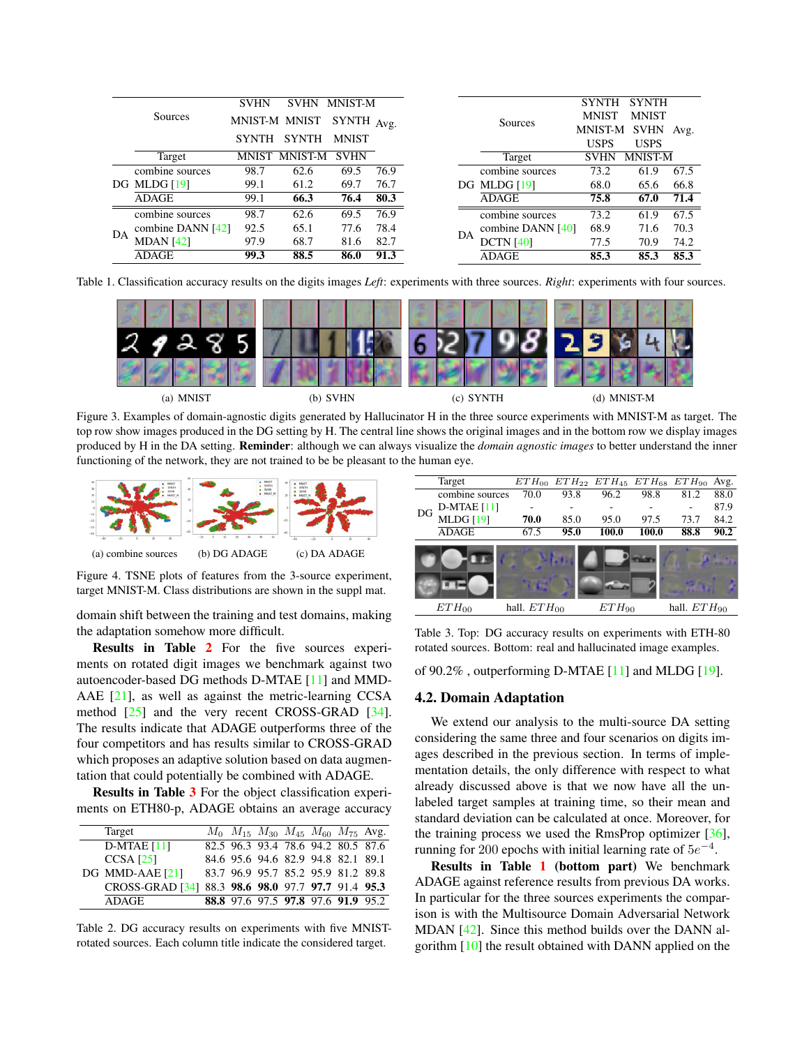| | Sources | SVHN MNIST-M SYNTH | SVHN MNIST SYNTH | MNIST-M SYNTH MNIST | Avg. |
|---|---|---|---|---|---|
| | Target | MNIST | MNIST-M | SVHN | |
| DG | combine sources | 98.7 | 62.6 | 69.5 | 76.9 |
| | MLDG [19] | 99.1 | 61.2 | 69.7 | 76.7 |
| | ADAGE | 99.1 | **66.3** | **76.4** | **80.3** |
| DA | combine sources | 98.7 | 62.6 | 69.5 | 76.9 |
| | combine DANN [42] | 92.5 | 65.1 | 77.6 | 78.4 |
| | MDAN [42] | 97.9 | 68.7 | 81.6 | 82.7 |
| | ADAGE | **99.3** | **88.5** | **86.0** | **91.3** |

| | Sources | SYNTH MNIST MNIST-M USPS | SYNTH MNIST SVHN USPS | Avg. |
|---|---|---|---|---|
| | Target | SVHN | MNIST-M | |
| DG | combine sources | 73.2 | 61.9 | 67.5 |
| | MLDG [19] | 68.0 | 65.6 | 66.8 |
| | ADAGE | **75.8** | **67.0** | **71.4** |
| DA | combine sources | 73.2 | 61.9 | 67.5 |
| | combine DANN [40] | 68.9 | 71.6 | 70.3 |
| | DCTN [40] | 77.5 | 70.9 | 74.2 |
| | ADAGE | **85.3** | **85.3** | **85.3** |

Table 1. Classification accuracy results on the digits images *Left*: experiments with three sources. *Right*: experiments with four sources.

(a) MNIST (b) SVHN (c) SYNTH (d) MNIST-M

Figure 3. Examples of domain-agnostic digits generated by Hallucinator H in the three source experiments with MNIST-M as target. The top row show images produced in the DG setting by H. The central line shows the original images and in the bottom row we display images produced by H in the DA setting. **Reminder**: although we can always visualize the *domain agnostic images* to better understand the inner functioning of the network, they are not trained to be be pleasant to the human eye.

(a) combine sources (b) DG ADAGE (c) DA ADAGE

Figure 4. TSNE plots of features from the 3-source experiment, target MNIST-M. Class distributions are shown in the suppl mat.

domain shift between the training and test domains, making the adaptation somehow more difficult.

**Results in Table 2** For the five sources experiments on rotated digit images we benchmark against two autoencoder-based DG methods D-MTAE [11] and MMD-AAE [21], as well as against the metric-learning CCSA method [25] and the very recent CROSS-GRAD [34]. The results indicate that ADAGE outperforms three of the four competitors and has results similar to CROSS-GRAD which proposes an adaptive solution based on data augmentation that could potentially be combined with ADAGE.

**Results in Table 3** For the object classification experiments on ETH80-p, ADAGE obtains an average accuracy of 90.2% , outperforming D-MTAE [11] and MLDG [19].

| | Target | $M_0$ | $M_{15}$ | $M_{30}$ | $M_{45}$ | $M_{60}$ | $M_{75}$ | Avg. |
|---|---|---|---|---|---|---|---|---|
| DG | D-MTAE [11] | 82.5 | 96.3 | 93.4 | 78.6 | 94.2 | 80.5 | 87.6 |
| | CCSA [25] | 84.6 | 95.6 | 94.6 | 82.9 | 94.8 | 82.1 | 89.1 |
| | MMD-AAE [21] | 83.7 | 96.9 | 95.7 | 85.2 | 95.9 | 81.2 | 89.8 |
| | CROSS-GRAD [34] | 88.3 | **98.6** | **98.0** | 97.7 | **97.7** | 91.4 | **95.3** |
| | ADAGE | **88.8** | 97.6 | 97.5 | **97.8** | 97.6 | **91.9** | 95.2 |

Table 2. DG accuracy results on experiments with five MNIST-rotated sources. Each column title indicate the considered target.

| | Target | $ETH_{00}$ | $ETH_{22}$ | $ETH_{45}$ | $ETH_{68}$ | $ETH_{90}$ | Avg. |
|---|---|---|---|---|---|---|---|
| DG | combine sources | 70.0 | 93.8 | 96.2 | 98.8 | 81.2 | 88.0 |
| | D-MTAE [11] | - | - | - | - | - | 87.9 |
| | MLDG [19] | **70.0** | 85.0 | 95.0 | 97.5 | 73.7 | 84.2 |
| | ADAGE | 67.5 | **95.0** | **100.0** | **100.0** | **88.8** | **90.2** |

$ETH_{00}$ hall. $ETH_{00}$ $ETH_{90}$ hall. $ETH_{90}$

Table 3. Top: DG accuracy results on experiments with ETH-80 rotated sources. Bottom: real and hallucinated image examples.

## 4.2. Domain Adaptation

We extend our analysis to the multi-source DA setting considering the same three and four scenarios on digits images described in the previous section. In terms of implementation details, the only difference with respect to what already discussed above is that we now have all the unlabeled target samples at training time, so their mean and standard deviation can be calculated at once. Moreover, for the training process we used the RmsProp optimizer [36], running for 200 epochs with initial learning rate of $5e^{-4}$.

**Results in Table 1 (bottom part)** We benchmark ADAGE against reference results from previous DA works. In particular for the three sources experiments the comparison is with the Multisource Domain Adversarial Network MDAN [42]. Since this method builds over the DANN algorithm [10] the result obtained with DANN applied on the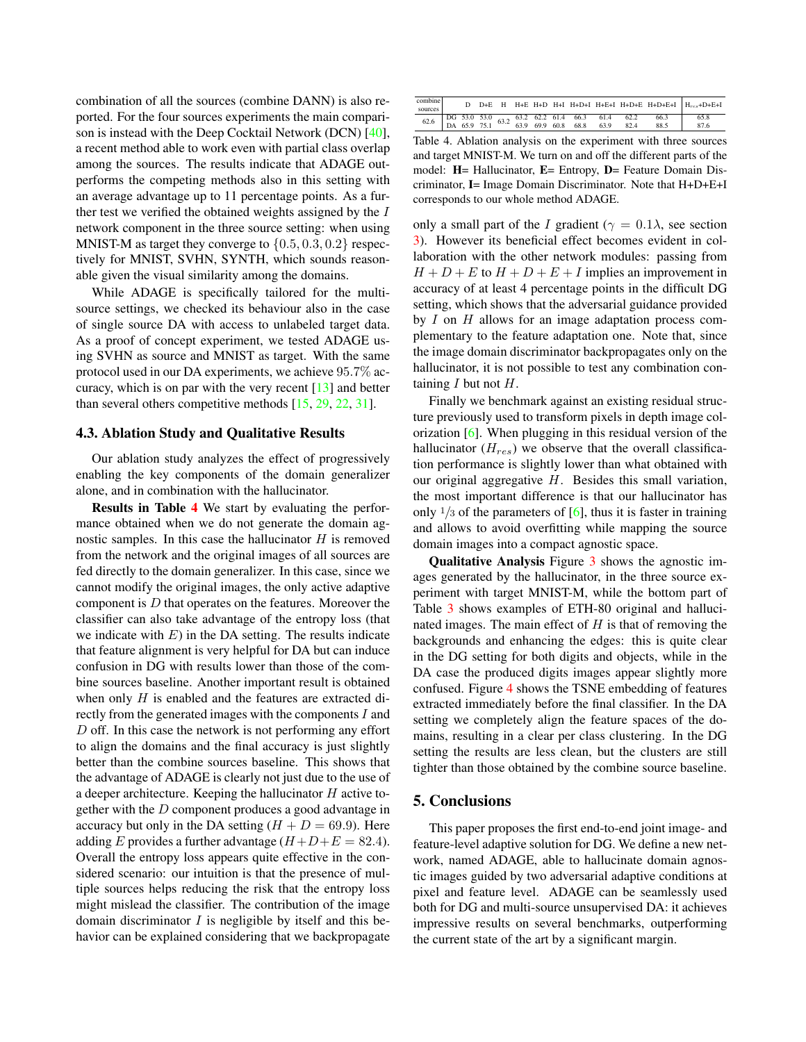combination of all the sources (combine DANN) is also reported. For the four sources experiments the main comparison is instead with the Deep Cocktail Network (DCN) [40], a recent method able to work even with partial class overlap among the sources. The results indicate that ADAGE outperforms the competing methods also in this setting with an average advantage up to 11 percentage points. As a further test we verified the obtained weights assigned by the $I$ network component in the three source setting: when using MNIST-M as target they converge to $\{0.5, 0.3, 0.2\}$ respectively for MNIST, SVHN, SYNTH, which sounds reasonable given the visual similarity among the domains.

While ADAGE is specifically tailored for the multi-source settings, we checked its behaviour also in the case of single source DA with access to unlabeled target data. As a proof of concept experiment, we tested ADAGE using SVHN as source and MNIST as target. With the same protocol used in our DA experiments, we achieve 95.7% accuracy, which is on par with the very recent [13] and better than several others competitive methods [15, 29, 22, 31].

### 4.3. Ablation Study and Qualitative Results

Our ablation study analyzes the effect of progressively enabling the key components of the domain generalizer alone, and in combination with the hallucinator.

**Results in Table 4** We start by evaluating the performance obtained when we do not generate the domain agnostic samples. In this case the hallucinator $H$ is removed from the network and the original images of all sources are fed directly to the domain generalizer. In this case, since we cannot modify the original images, the only active adaptive component is $D$ that operates on the features. Moreover the classifier can also take advantage of the entropy loss (that we indicate with $E$) in the DA setting. The results indicate that feature alignment is very helpful for DA but can induce confusion in DG with results lower than those of the combine sources baseline. Another important result is obtained when only $H$ is enabled and the features are extracted directly from the generated images with the components $I$ and $D$ off. In this case the network is not performing any effort to align the domains and the final accuracy is just slightly better than the combine sources baseline. This shows that the advantage of ADAGE is clearly not just due to the use of a deeper architecture. Keeping the hallucinator $H$ active together with the $D$ component produces a good advantage in accuracy but only in the DA setting ($H + D = 69.9$). Here adding $E$ provides a further advantage ($H+D+E = 82.4$). Overall the entropy loss appears quite effective in the considered scenario: our intuition is that the presence of multiple sources helps reducing the risk that the entropy loss might mislead the classifier. The contribution of the image domain discriminator $I$ is negligible by itself and this behavior can be explained considering that we backpropagate

| combine sources | | D | D+E | H | H+E | H+D | H+I | H+D+I | H+E+I | H+D+E | H+D+E+I | $H_{res}$+D+E+I |
|---|---|---|---|---|---|---|---|---|---|---|---|---|
| 62.6 | DG | 53.0 | 53.0 | 63.2 | 63.2 | 62.2 | 61.4 | 66.3 | 61.4 | 62.2 | 66.3 | 65.8 |
| | DA | 65.9 | 75.1 | | 63.9 | 69.9 | 60.8 | 68.8 | 63.9 | 82.4 | 88.5 | 87.6 |

Table 4. Ablation analysis on the experiment with three sources and target MNIST-M. We turn on and off the different parts of the model: **H=** Hallucinator, **E=** Entropy, **D=** Feature Domain Discriminator, **I=** Image Domain Discriminator. Note that H+D+E+I corresponds to our whole method ADAGE.

only a small part of the $I$ gradient ($\gamma = 0.1\lambda$, see section 3). However its beneficial effect becomes evident in collaboration with the other network modules: passing from $H + D + E$ to $H + D + E + I$ implies an improvement in accuracy of at least 4 percentage points in the difficult DG setting, which shows that the adversarial guidance provided by $I$ on $H$ allows for an image adaptation process complementary to the feature adaptation one. Note that, since the image domain discriminator backpropagates only on the hallucinator, it is not possible to test any combination containing $I$ but not $H$.

Finally we benchmark against an existing residual structure previously used to transform pixels in depth image colorization [6]. When plugging in this residual version of the hallucinator ($H_{res}$) we observe that the overall classification performance is slightly lower than what obtained with our original aggregative $H$. Besides this small variation, the most important difference is that our hallucinator has only $1/3$ of the parameters of [6], thus it is faster in training and allows to avoid overfitting while mapping the source domain images into a compact agnostic space.

**Qualitative Analysis** Figure 3 shows the agnostic images generated by the hallucinator, in the three source experiment with target MNIST-M, while the bottom part of Table 3 shows examples of ETH-80 original and hallucinated images. The main effect of $H$ is that of removing the backgrounds and enhancing the edges: this is quite clear in the DG setting for both digits and objects, while in the DA case the produced digits images appear slightly more confused. Figure 4 shows the TSNE embedding of features extracted immediately before the final classifier. In the DA setting we completely align the feature spaces of the domains, resulting in a clear per class clustering. In the DG setting the results are less clean, but the clusters are still tighter than those obtained by the combine source baseline.

## 5. Conclusions

This paper proposes the first end-to-end joint image- and feature-level adaptive solution for DG. We define a new network, named ADAGE, able to hallucinate domain agnostic images guided by two adversarial adaptive conditions at pixel and feature level. ADAGE can be seamlessly used both for DG and multi-source unsupervised DA: it achieves impressive results on several benchmarks, outperforming the current state of the art by a significant margin.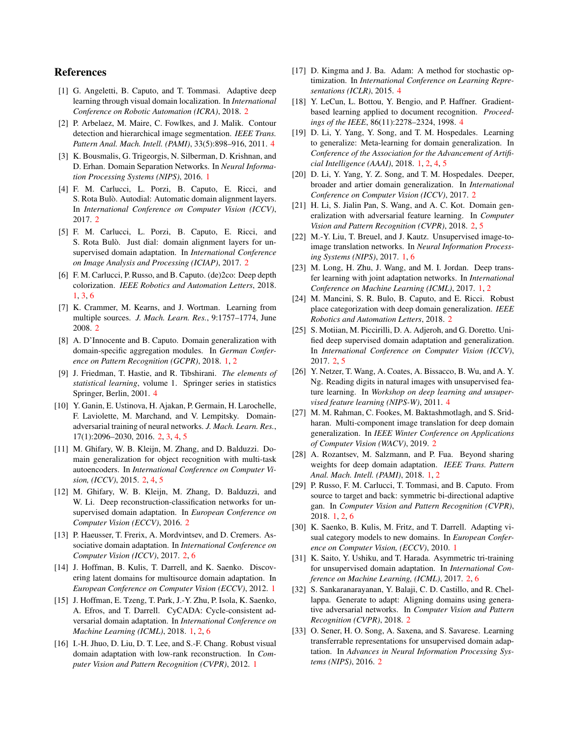## References

[1] G. Angeletti, B. Caputo, and T. Tommasi. Adaptive deep learning through visual domain localization. In *International Conference on Robotic Automation (ICRA)*, 2018. 2

[2] P. Arbelaez, M. Maire, C. Fowlkes, and J. Malik. Contour detection and hierarchical image segmentation. *IEEE Trans. Pattern Anal. Mach. Intell. (PAMI)*, 33(5):898–916, 2011. 4

[3] K. Bousmalis, G. Trigeorgis, N. Silberman, D. Krishnan, and D. Erhan. Domain Separation Networks. In *Neural Information Processing Systems (NIPS)*, 2016. 1

[4] F. M. Carlucci, L. Porzi, B. Caputo, E. Ricci, and S. Rota Bulò. Autodial: Automatic domain alignment layers. In *International Conference on Computer Vision (ICCV)*, 2017. 2

[5] F. M. Carlucci, L. Porzi, B. Caputo, E. Ricci, and S. Rota Bulò. Just dial: domain alignment layers for unsupervised domain adaptation. In *International Conference on Image Analysis and Processing (ICIAP)*, 2017. 2

[6] F. M. Carlucci, P. Russo, and B. Caputo. (de)2co: Deep depth colorization. *IEEE Robotics and Automation Letters*, 2018. 1, 3, 6

[7] K. Crammer, M. Kearns, and J. Wortman. Learning from multiple sources. *J. Mach. Learn. Res.*, 9:1757–1774, June 2008. 2

[8] A. D'Innocente and B. Caputo. Domain generalization with domain-specific aggregation modules. In *German Conference on Pattern Recognition (GCPR)*, 2018. 1, 2

[9] J. Friedman, T. Hastie, and R. Tibshirani. *The elements of statistical learning*, volume 1. Springer series in statistics Springer, Berlin, 2001. 4

[10] Y. Ganin, E. Ustinova, H. Ajakan, P. Germain, H. Larochelle, F. Laviolette, M. Marchand, and V. Lempitsky. Domain-adversarial training of neural networks. *J. Mach. Learn. Res.*, 17(1):2096–2030, 2016. 2, 3, 4, 5

[11] M. Ghifary, W. B. Kleijn, M. Zhang, and D. Balduzzi. Domain generalization for object recognition with multi-task autoencoders. In *International Conference on Computer Vision, (ICCV)*, 2015. 2, 4, 5

[12] M. Ghifary, W. B. Kleijn, M. Zhang, D. Balduzzi, and W. Li. Deep reconstruction-classification networks for unsupervised domain adaptation. In *European Conference on Computer Vision (ECCV)*, 2016. 2

[13] P. Haeusser, T. Frerix, A. Mordvintsev, and D. Cremers. Associative domain adaptation. In *International Conference on Computer Vision (ICCV)*, 2017. 2, 6

[14] J. Hoffman, B. Kulis, T. Darrell, and K. Saenko. Discovering latent domains for multisource domain adaptation. In *European Conference on Computer Vision (ECCV)*, 2012. 1

[15] J. Hoffman, E. Tzeng, T. Park, J.-Y. Zhu, P. Isola, K. Saenko, A. Efros, and T. Darrell. CyCADA: Cycle-consistent adversarial domain adaptation. In *International Conference on Machine Learning (ICML)*, 2018. 1, 2, 6

[16] I.-H. Jhuo, D. Liu, D. T. Lee, and S.-F. Chang. Robust visual domain adaptation with low-rank reconstruction. In *Computer Vision and Pattern Recognition (CVPR)*, 2012. 1

[17] D. Kingma and J. Ba. Adam: A method for stochastic optimization. In *International Conference on Learning Representations (ICLR)*, 2015. 4

[18] Y. LeCun, L. Bottou, Y. Bengio, and P. Haffner. Gradient-based learning applied to document recognition. *Proceedings of the IEEE*, 86(11):2278–2324, 1998. 4

[19] D. Li, Y. Yang, Y. Song, and T. M. Hospedales. Learning to generalize: Meta-learning for domain generalization. In *Conference of the Association for the Advancement of Artificial Intelligence (AAAI)*, 2018. 1, 2, 4, 5

[20] D. Li, Y. Yang, Y. Z. Song, and T. M. Hospedales. Deeper, broader and artier domain generalization. In *International Conference on Computer Vision (ICCV)*, 2017. 2

[21] H. Li, S. Jialin Pan, S. Wang, and A. C. Kot. Domain generalization with adversarial feature learning. In *Computer Vision and Pattern Recognition (CVPR)*, 2018. 2, 5

[22] M.-Y. Liu, T. Breuel, and J. Kautz. Unsupervised image-to-image translation networks. In *Neural Information Processing Systems (NIPS)*, 2017. 1, 6

[23] M. Long, H. Zhu, J. Wang, and M. I. Jordan. Deep transfer learning with joint adaptation networks. In *International Conference on Machine Learning (ICML)*, 2017. 1, 2

[24] M. Mancini, S. R. Bulo, B. Caputo, and E. Ricci. Robust place categorization with deep domain generalization. *IEEE Robotics and Automation Letters*, 2018. 2

[25] S. Motiian, M. Piccirilli, D. A. Adjeroh, and G. Doretto. Unified deep supervised domain adaptation and generalization. In *International Conference on Computer Vision (ICCV)*, 2017. 2, 5

[26] Y. Netzer, T. Wang, A. Coates, A. Bissacco, B. Wu, and A. Y. Ng. Reading digits in natural images with unsupervised feature learning. In *Workshop on deep learning and unsupervised feature learning (NIPS-W)*, 2011. 4

[27] M. M. Rahman, C. Fookes, M. Baktashmotlagh, and S. Sridharan. Multi-component image translation for deep domain generalization. In *IEEE Winter Conference on Applications of Computer Vision (WACV)*, 2019. 2

[28] A. Rozantsev, M. Salzmann, and P. Fua. Beyond sharing weights for deep domain adaptation. *IEEE Trans. Pattern Anal. Mach. Intell. (PAMI)*, 2018. 1, 2

[29] P. Russo, F. M. Carlucci, T. Tommasi, and B. Caputo. From source to target and back: symmetric bi-directional adaptive gan. In *Computer Vision and Pattern Recognition (CVPR)*, 2018. 1, 2, 6

[30] K. Saenko, B. Kulis, M. Fritz, and T. Darrell. Adapting visual category models to new domains. In *European Conference on Computer Vision, (ECCV)*, 2010. 1

[31] K. Saito, Y. Ushiku, and T. Harada. Asymmetric tri-training for unsupervised domain adaptation. In *International Conference on Machine Learning, (ICML)*, 2017. 2, 6

[32] S. Sankaranarayanan, Y. Balaji, C. D. Castillo, and R. Chellappa. Generate to adapt: Aligning domains using generative adversarial networks. In *Computer Vision and Pattern Recognition (CVPR)*, 2018. 2

[33] O. Sener, H. O. Song, A. Saxena, and S. Savarese. Learning transferrable representations for unsupervised domain adaptation. In *Advances in Neural Information Processing Systems (NIPS)*, 2016. 2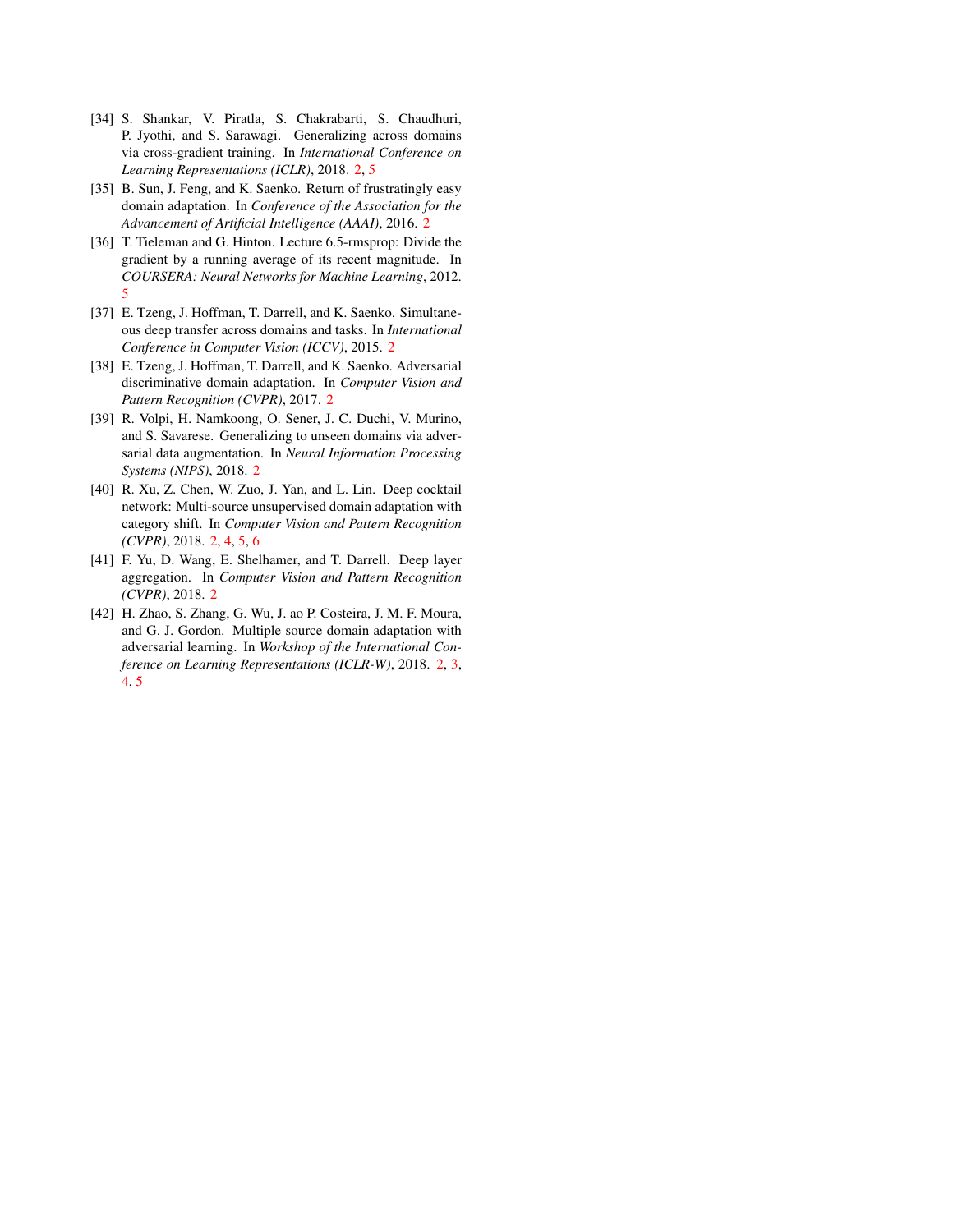- [34] S. Shankar, V. Piratla, S. Chakrabarti, S. Chaudhuri, P. Jyothi, and S. Sarawagi. Generalizing across domains via cross-gradient training. In *International Conference on Learning Representations (ICLR)*, 2018. 2, 5
- [35] B. Sun, J. Feng, and K. Saenko. Return of frustratingly easy domain adaptation. In *Conference of the Association for the Advancement of Artificial Intelligence (AAAI)*, 2016. 2
- [36] T. Tieleman and G. Hinton. Lecture 6.5-rmsprop: Divide the gradient by a running average of its recent magnitude. In *COURSERA: Neural Networks for Machine Learning*, 2012. 5
- [37] E. Tzeng, J. Hoffman, T. Darrell, and K. Saenko. Simultaneous deep transfer across domains and tasks. In *International Conference in Computer Vision (ICCV)*, 2015. 2
- [38] E. Tzeng, J. Hoffman, T. Darrell, and K. Saenko. Adversarial discriminative domain adaptation. In *Computer Vision and Pattern Recognition (CVPR)*, 2017. 2
- [39] R. Volpi, H. Namkoong, O. Sener, J. C. Duchi, V. Murino, and S. Savarese. Generalizing to unseen domains via adversarial data augmentation. In *Neural Information Processing Systems (NIPS)*, 2018. 2
- [40] R. Xu, Z. Chen, W. Zuo, J. Yan, and L. Lin. Deep cocktail network: Multi-source unsupervised domain adaptation with category shift. In *Computer Vision and Pattern Recognition (CVPR)*, 2018. 2, 4, 5, 6
- [41] F. Yu, D. Wang, E. Shelhamer, and T. Darrell. Deep layer aggregation. In *Computer Vision and Pattern Recognition (CVPR)*, 2018. 2
- [42] H. Zhao, S. Zhang, G. Wu, J. ao P. Costeira, J. M. F. Moura, and G. J. Gordon. Multiple source domain adaptation with adversarial learning. In *Workshop of the International Conference on Learning Representations (ICLR-W)*, 2018. 2, 3, 4, 5